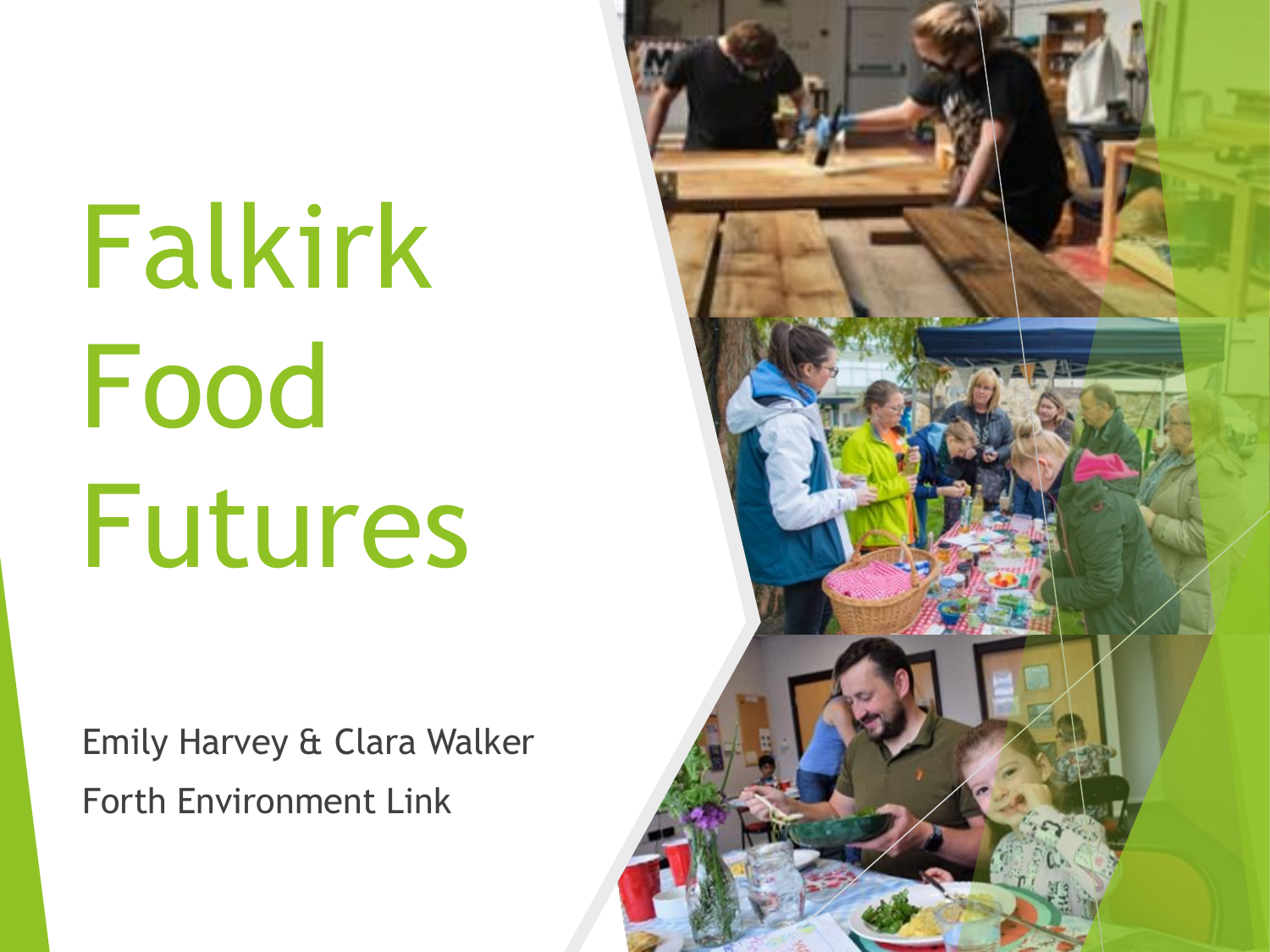# Falkirk Food Futures

Emily Harvey & Clara Walker

Forth Environment Link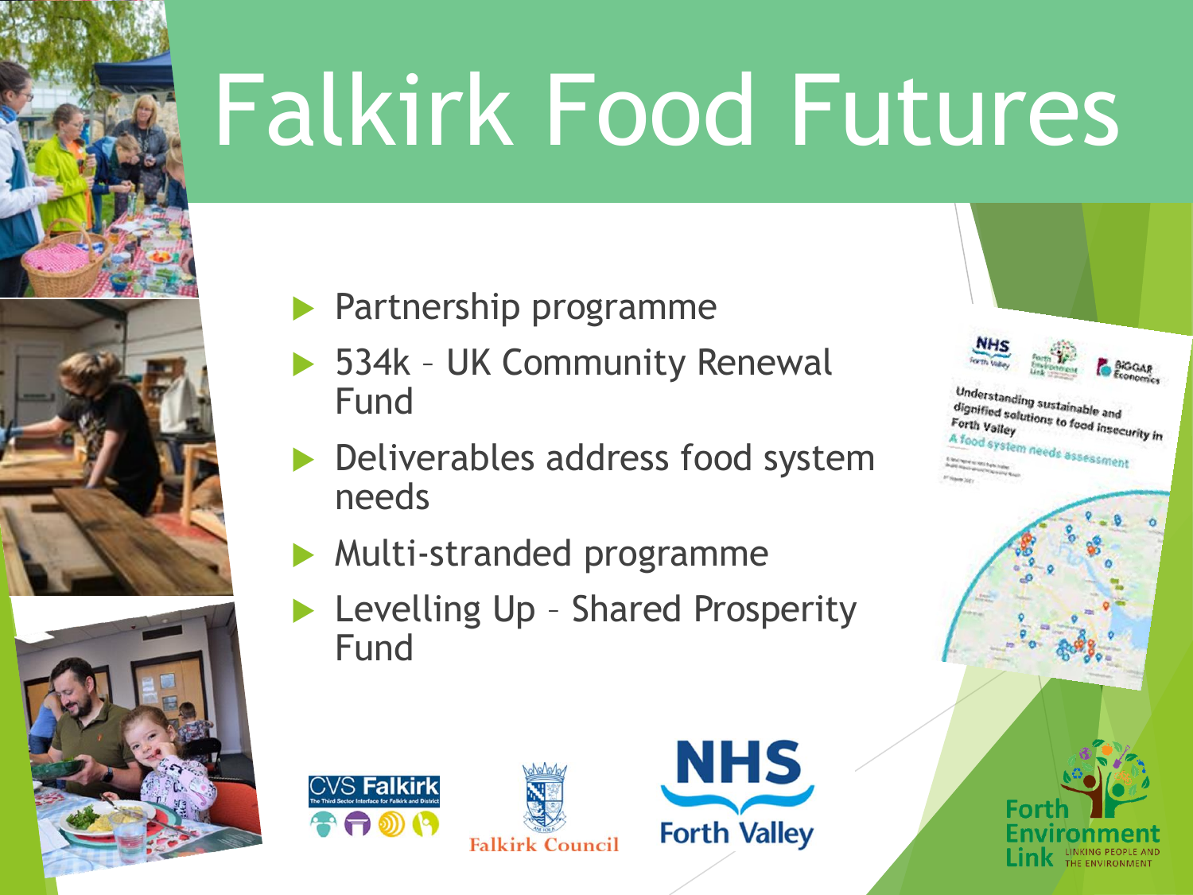# Falkirk Food Futures

- Partnership programme
- 534k – UK Community Renewal Fund
- Deliverables address food system needs
- Multi-stranded programme
- Levelling Up – Shared Prosperity Fund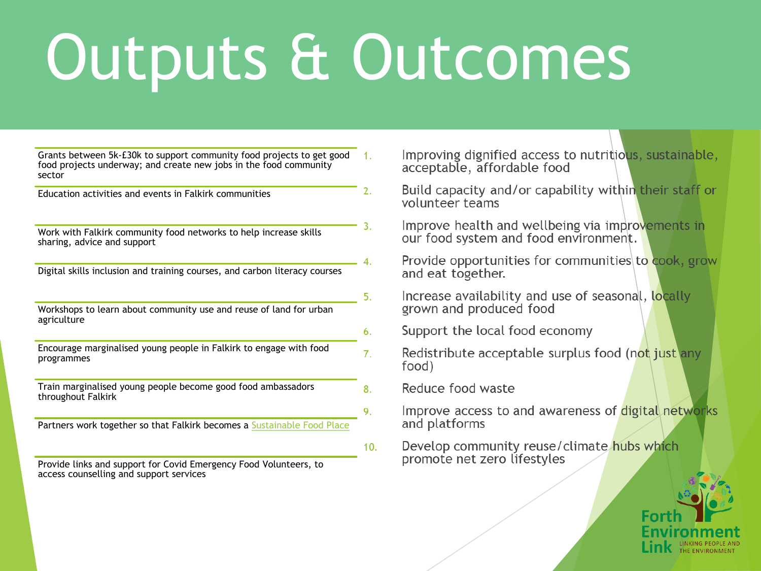# Outputs & Outcomes

- Grants between 5k-£30k to support community food projects to get good food projects underway; and create new jobs in the food community sector
- Education activities and events in Falkirk communities
- Work with Falkirk community food networks to help increase skills sharing, advice and support
- Digital skills inclusion and training courses, and carbon literacy courses
- Workshops to learn about community use and reuse of land for urban agriculture
- Encourage marginalised young people in Falkirk to engage with food programmes
- Train marginalised young people become good food ambassadors throughout Falkirk
- Partners work together so that Falkirk becomes a [Sustainable Food Place]
- Provide links and support for Covid Emergency Food Volunteers, to access counselling and support services

1. Improving dignified access to nutritious, sustainable, acceptable, affordable food
2. Build capacity and/or capability within their staff or volunteer teams
3. Improve health and wellbeing via improvements in our food system and food environment.
4. Provide opportunities for communities to cook, grow and eat together.
5. Increase availability and use of seasonal, locally grown and produced food
6. Support the local food economy
7. Redistribute acceptable surplus food (not just any food)
8. Reduce food waste
9. Improve access to and awareness of digital networks and platforms
10. Develop community reuse/climate hubs which promote net zero lifestyles

Forth Environment Link
LINKING PEOPLE AND THE ENVIRONMENT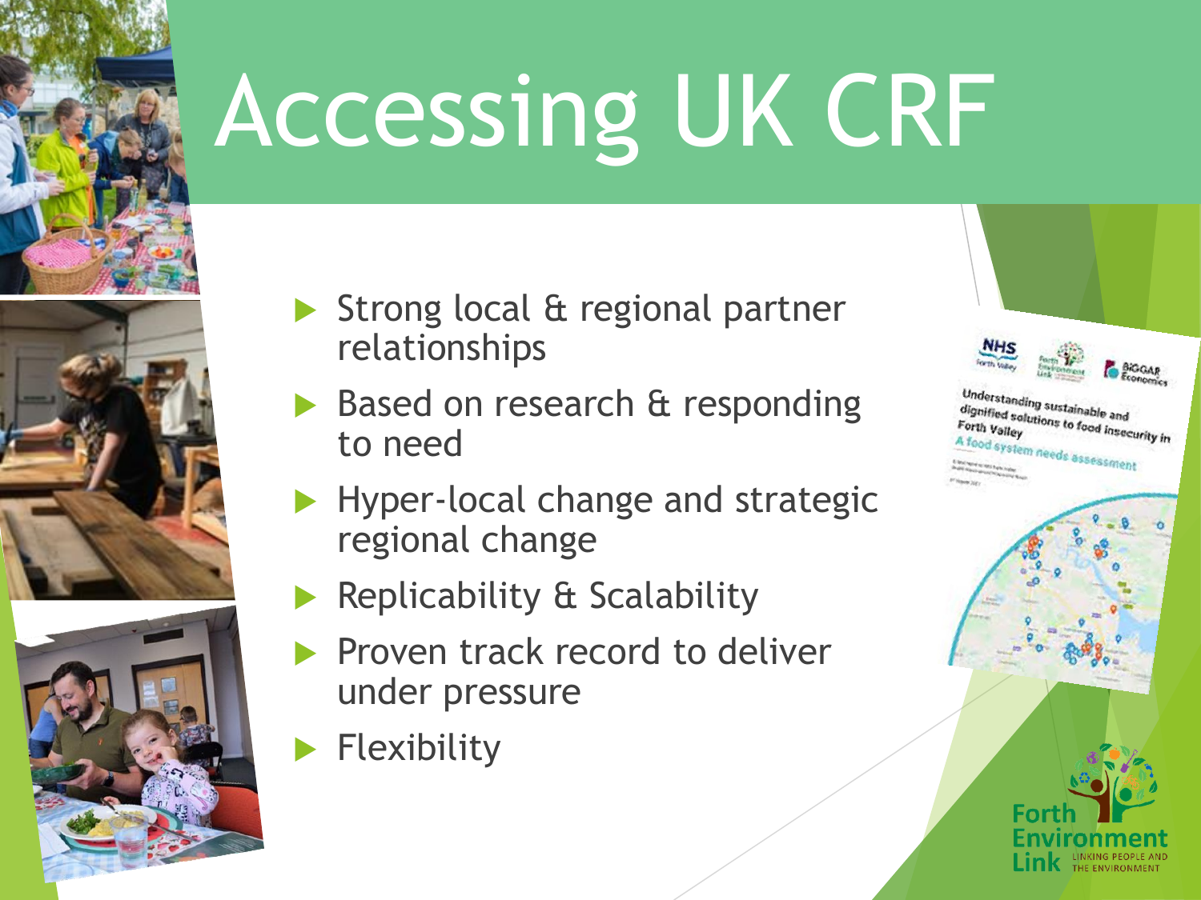# Accessing UK CRF

- Strong local & regional partner relationships
- Based on research & responding to need
- Hyper-local change and strategic regional change
- Replicability & Scalability
- Proven track record to deliver under pressure
- Flexibility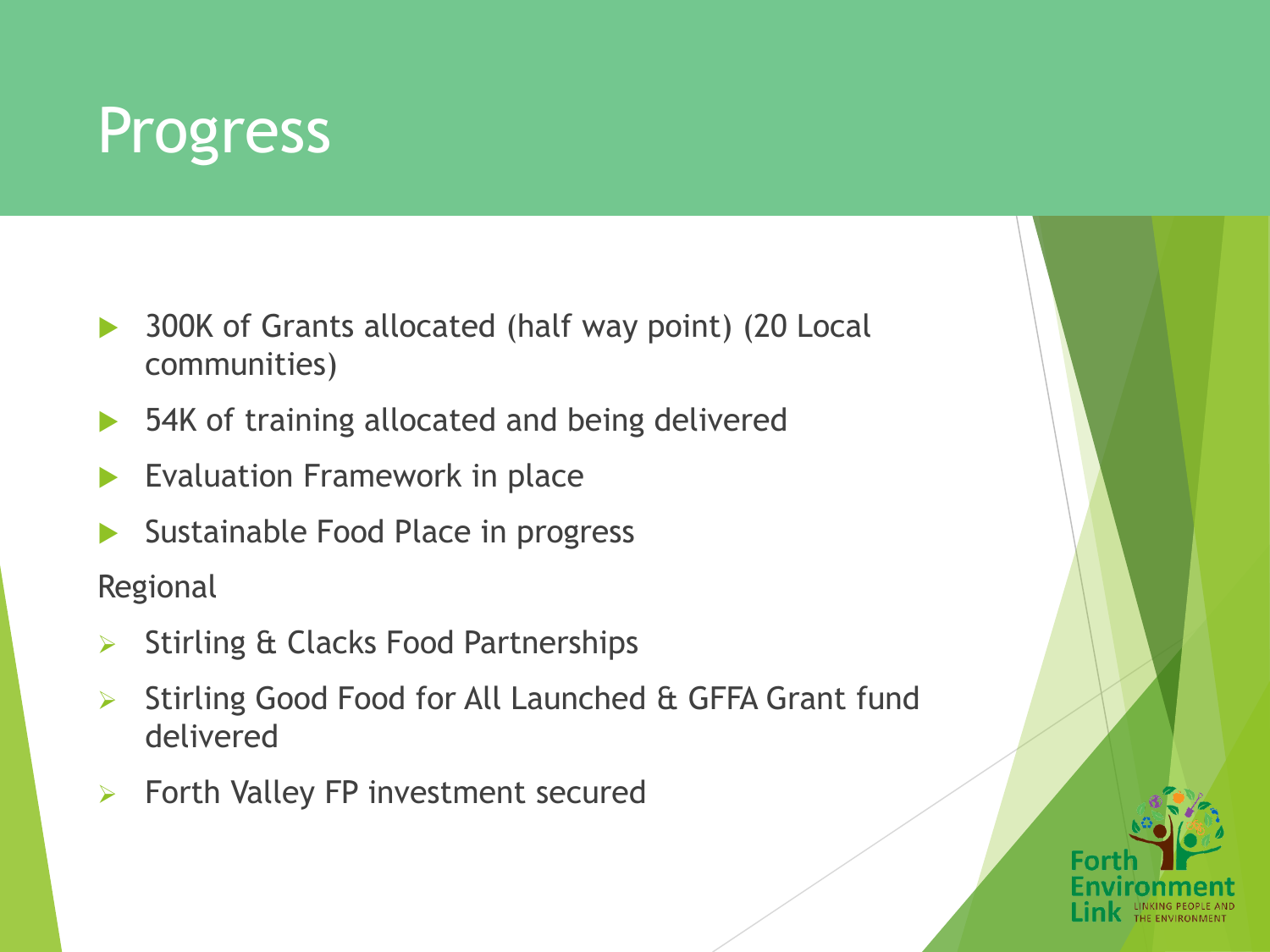# Progress

- 300K of Grants allocated (half way point) (20 Local communities)
- 54K of training allocated and being delivered
- Evaluation Framework in place
- Sustainable Food Place in progress

Regional

- Stirling & Clacks Food Partnerships
- Stirling Good Food for All Launched & GFFA Grant fund delivered
- Forth Valley FP investment secured

Forth Environment Link
LINKING PEOPLE AND THE ENVIRONMENT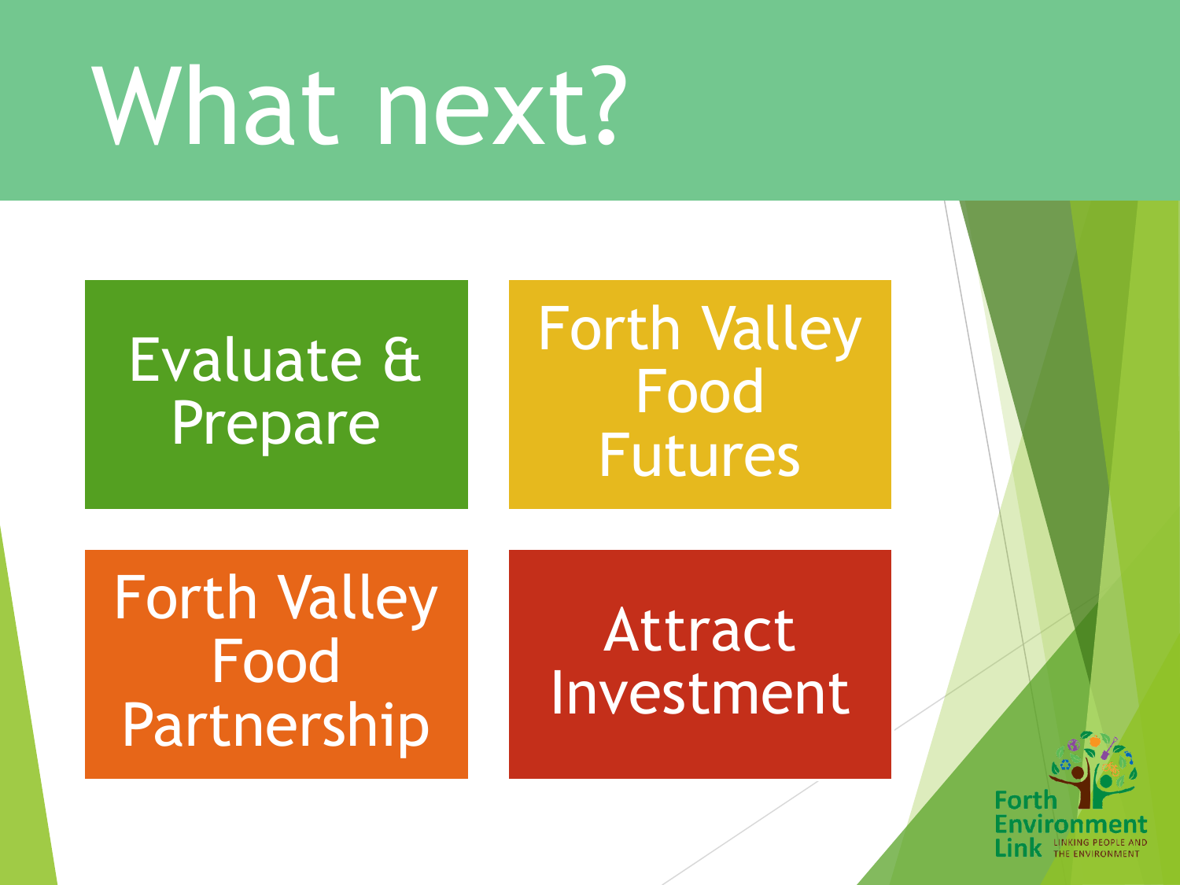# What next?

- Evaluate & Prepare
- Forth Valley Food Futures
- Forth Valley Food Partnership
- Attract Investment

Forth Environment Link
LINKING PEOPLE AND THE ENVIRONMENT